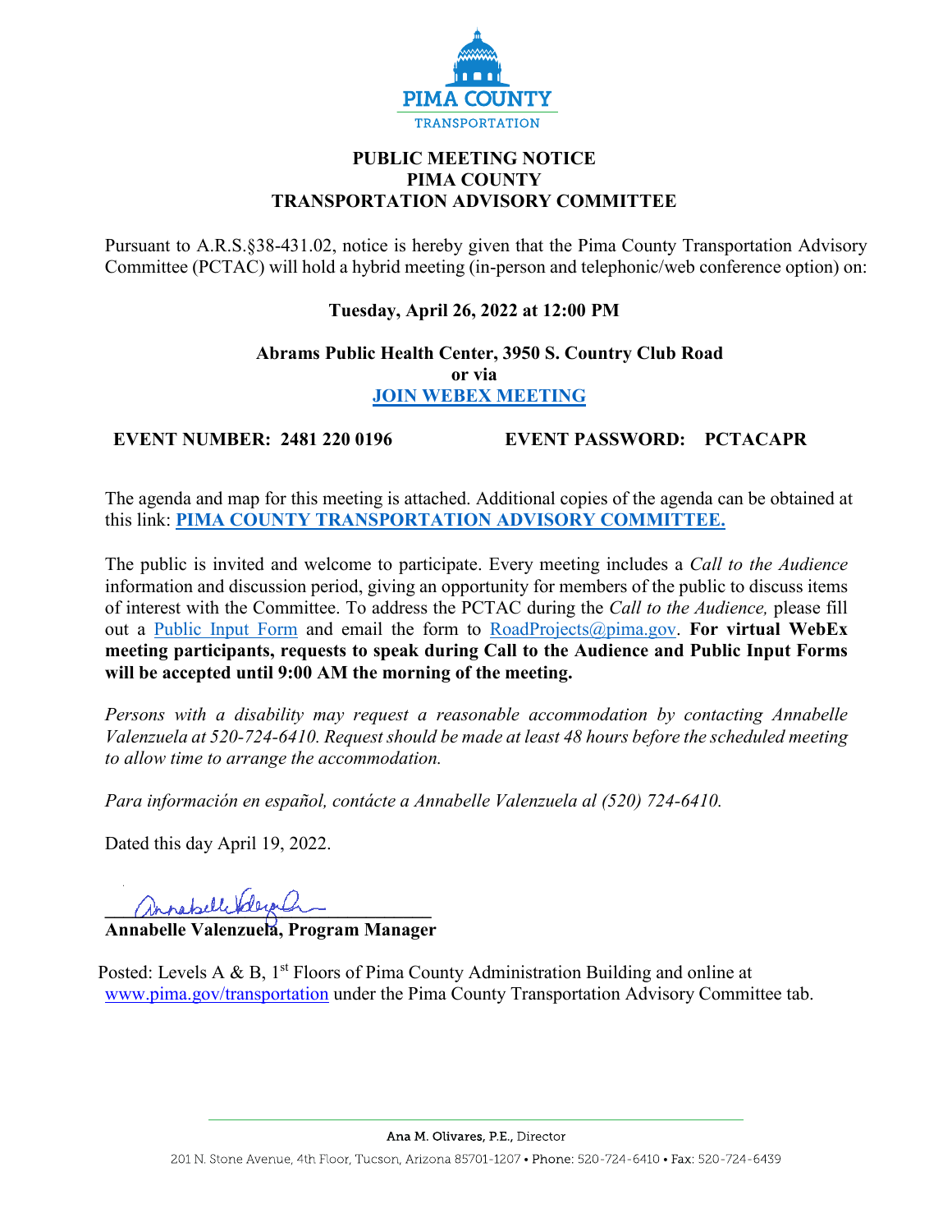PIMA COUNTY
TRANSPORTATION

# PUBLIC MEETING NOTICE
# PIMA COUNTY
# TRANSPORTATION ADVISORY COMMITTEE

Pursuant to A.R.S.§38-431.02, notice is hereby given that the Pima County Transportation Advisory Committee (PCTAC) will hold a hybrid meeting (in-person and telephonic/web conference option) on:

**Tuesday, April 26, 2022 at 12:00 PM**

**Abrams Public Health Center, 3950 S. Country Club Road**
**or via**
**JOIN WEBEX MEETING**

**EVENT NUMBER: 2481 220 0196** **EVENT PASSWORD: PCTACAPR**

The agenda and map for this meeting is attached. Additional copies of the agenda can be obtained at this link: **PIMA COUNTY TRANSPORTATION ADVISORY COMMITTEE.**

The public is invited and welcome to participate. Every meeting includes a *Call to the Audience* information and discussion period, giving an opportunity for members of the public to discuss items of interest with the Committee. To address the PCTAC during the *Call to the Audience,* please fill out a Public Input Form and email the form to RoadProjects@pima.gov. **For virtual WebEx meeting participants, requests to speak during Call to the Audience and Public Input Forms will be accepted until 9:00 AM the morning of the meeting.**

*Persons with a disability may request a reasonable accommodation by contacting Annabelle Valenzuela at 520-724-6410. Request should be made at least 48 hours before the scheduled meeting to allow time to arrange the accommodation.*

*Para información en español, contácte a Annabelle Valenzuela al (520) 724-6410.*

Dated this day April 19, 2022.

**Annabelle Valenzuela, Program Manager**

Posted: Levels A & B, 1st Floors of Pima County Administration Building and online at www.pima.gov/transportation under the Pima County Transportation Advisory Committee tab.

Ana M. Olivares, P.E., Director

201 N. Stone Avenue, 4th Floor, Tucson, Arizona 85701-1207 • Phone: 520-724-6410 • Fax: 520-724-6439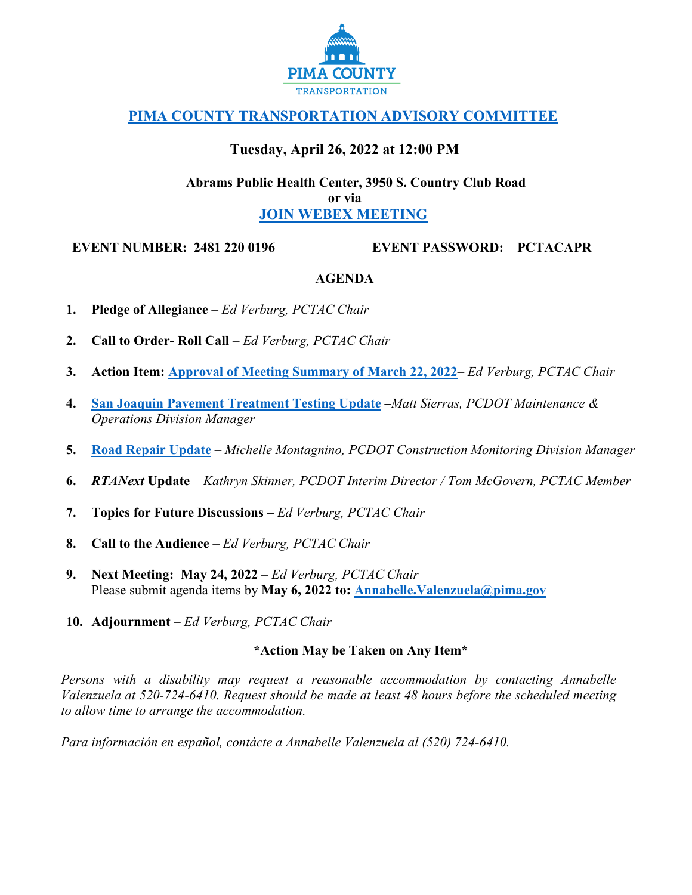PIMA COUNTY
TRANSPORTATION

# PIMA COUNTY TRANSPORTATION ADVISORY COMMITTEE

## Tuesday, April 26, 2022 at 12:00 PM

**Abrams Public Health Center, 3950 S. Country Club Road**
**or via**
**JOIN WEBEX MEETING**

**EVENT NUMBER: 2481 220 0196** **EVENT PASSWORD: PCTACAPR**

## AGENDA

1. **Pledge of Allegiance** – *Ed Verburg, PCTAC Chair*
2. **Call to Order- Roll Call** – *Ed Verburg, PCTAC Chair*
3. **Action Item: Approval of Meeting Summary of March 22, 2022**– *Ed Verburg, PCTAC Chair*
4. **San Joaquin Pavement Treatment Testing Update** –*Matt Sierras, PCDOT Maintenance & Operations Division Manager*
5. **Road Repair Update** – *Michelle Montagnino, PCDOT Construction Monitoring Division Manager*
6. ***RTANext* Update** – *Kathryn Skinner, PCDOT Interim Director / Tom McGovern, PCTAC Member*
7. **Topics for Future Discussions –** *Ed Verburg, PCTAC Chair*
8. **Call to the Audience** – *Ed Verburg, PCTAC Chair*
9. **Next Meeting: May 24, 2022** – *Ed Verburg, PCTAC Chair*
   Please submit agenda items by **May 6, 2022 to: Annabelle.Valenzuela@pima.gov**
10. **Adjournment** – *Ed Verburg, PCTAC Chair*

**\*Action May be Taken on Any Item\***

*Persons with a disability may request a reasonable accommodation by contacting Annabelle Valenzuela at 520-724-6410. Request should be made at least 48 hours before the scheduled meeting to allow time to arrange the accommodation.*

*Para información en español, contácte a Annabelle Valenzuela al (520) 724-6410.*